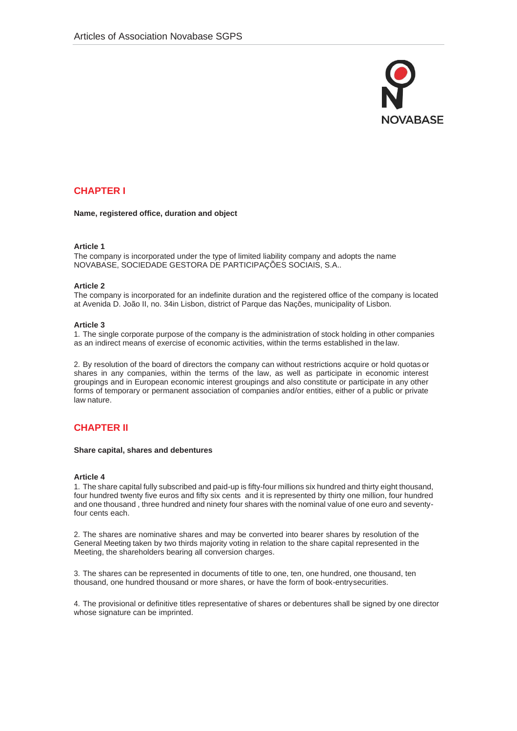## CHAPTER I

**Name, registered office, duration and object**

**Article 1**
The company is incorporated under the type of limited liability company and adopts the name NOVABASE, SOCIEDADE GESTORA DE PARTICIPAÇÕES SOCIAIS, S.A..

**Article 2**
The company is incorporated for an indefinite duration and the registered office of the company is located at Avenida D. João II, no. 34in Lisbon, district of Parque das Nações, municipality of Lisbon.

**Article 3**
1. The single corporate purpose of the company is the administration of stock holding in other companies as an indirect means of exercise of economic activities, within the terms established in the law.

2. By resolution of the board of directors the company can without restrictions acquire or hold quotas or shares in any companies, within the terms of the law, as well as participate in economic interest groupings and in European economic interest groupings and also constitute or participate in any other forms of temporary or permanent association of companies and/or entities, either of a public or private law nature.

## CHAPTER II

**Share capital, shares and debentures**

**Article 4**
1. The share capital fully subscribed and paid-up is fifty-four millions six hundred and thirty eight thousand, four hundred twenty five euros and fifty six cents and it is represented by thirty one million, four hundred and one thousand , three hundred and ninety four shares with the nominal value of one euro and seventy-four cents each.

2. The shares are nominative shares and may be converted into bearer shares by resolution of the General Meeting taken by two thirds majority voting in relation to the share capital represented in the Meeting, the shareholders bearing all conversion charges.

3. The shares can be represented in documents of title to one, ten, one hundred, one thousand, ten thousand, one hundred thousand or more shares, or have the form of book-entry securities.

4. The provisional or definitive titles representative of shares or debentures shall be signed by one director whose signature can be imprinted.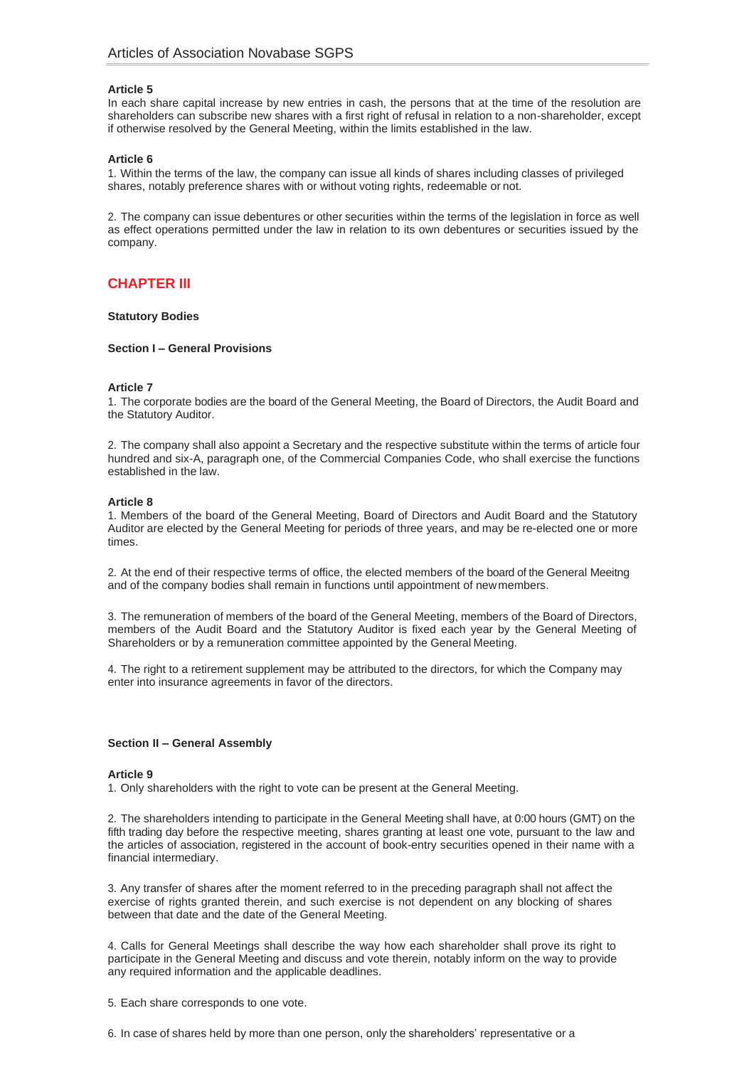### Article 5

In each share capital increase by new entries in cash, the persons that at the time of the resolution are shareholders can subscribe new shares with a first right of refusal in relation to a non-shareholder, except if otherwise resolved by the General Meeting, within the limits established in the law.

### Article 6

1. Within the terms of the law, the company can issue all kinds of shares including classes of privileged shares, notably preference shares with or without voting rights, redeemable or not.

2. The company can issue debentures or other securities within the terms of the legislation in force as well as effect operations permitted under the law in relation to its own debentures or securities issued by the company.

## CHAPTER III

**Statutory Bodies**

**Section I – General Provisions**

### Article 7

1. The corporate bodies are the board of the General Meeting, the Board of Directors, the Audit Board and the Statutory Auditor.

2. The company shall also appoint a Secretary and the respective substitute within the terms of article four hundred and six-A, paragraph one, of the Commercial Companies Code, who shall exercise the functions established in the law.

### Article 8

1. Members of the board of the General Meeting, Board of Directors and Audit Board and the Statutory Auditor are elected by the General Meeting for periods of three years, and may be re-elected one or more times.

2. At the end of their respective terms of office, the elected members of the board of the General Meeitng and of the company bodies shall remain in functions until appointment of new members.

3. The remuneration of members of the board of the General Meeting, members of the Board of Directors, members of the Audit Board and the Statutory Auditor is fixed each year by the General Meeting of Shareholders or by a remuneration committee appointed by the General Meeting.

4. The right to a retirement supplement may be attributed to the directors, for which the Company may enter into insurance agreements in favor of the directors.

**Section II – General Assembly**

### Article 9

1. Only shareholders with the right to vote can be present at the General Meeting.

2. The shareholders intending to participate in the General Meeting shall have, at 0:00 hours (GMT) on the fifth trading day before the respective meeting, shares granting at least one vote, pursuant to the law and the articles of association, registered in the account of book-entry securities opened in their name with a financial intermediary.

3. Any transfer of shares after the moment referred to in the preceding paragraph shall not affect the exercise of rights granted therein, and such exercise is not dependent on any blocking of shares between that date and the date of the General Meeting.

4. Calls for General Meetings shall describe the way how each shareholder shall prove its right to participate in the General Meeting and discuss and vote therein, notably inform on the way to provide any required information and the applicable deadlines.

5. Each share corresponds to one vote.

6. In case of shares held by more than one person, only the shareholders' representative or a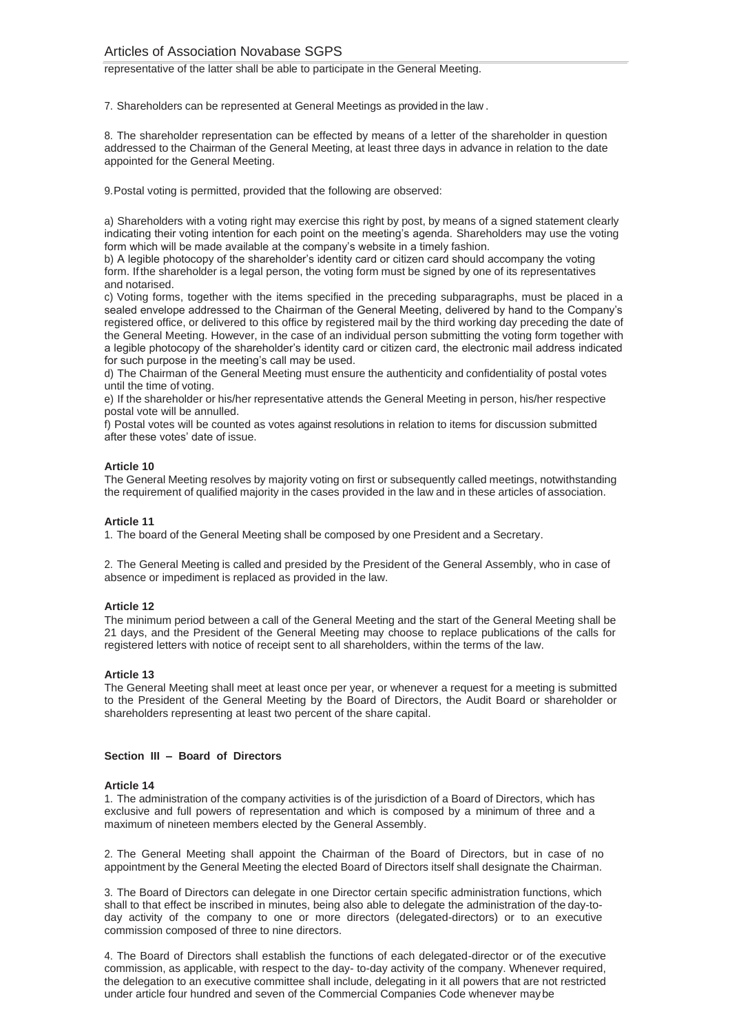representative of the latter shall be able to participate in the General Meeting.

7. Shareholders can be represented at General Meetings as provided in the law .

8. The shareholder representation can be effected by means of a letter of the shareholder in question addressed to the Chairman of the General Meeting, at least three days in advance in relation to the date appointed for the General Meeting.

9. Postal voting is permitted, provided that the following are observed:

a) Shareholders with a voting right may exercise this right by post, by means of a signed statement clearly indicating their voting intention for each point on the meeting's agenda. Shareholders may use the voting form which will be made available at the company's website in a timely fashion.
b) A legible photocopy of the shareholder's identity card or citizen card should accompany the voting form. If the shareholder is a legal person, the voting form must be signed by one of its representatives and notarised.
c) Voting forms, together with the items specified in the preceding subparagraphs, must be placed in a sealed envelope addressed to the Chairman of the General Meeting, delivered by hand to the Company's registered office, or delivered to this office by registered mail by the third working day preceding the date of the General Meeting. However, in the case of an individual person submitting the voting form together with a legible photocopy of the shareholder's identity card or citizen card, the electronic mail address indicated for such purpose in the meeting's call may be used.
d) The Chairman of the General Meeting must ensure the authenticity and confidentiality of postal votes until the time of voting.
e) If the shareholder or his/her representative attends the General Meeting in person, his/her respective postal vote will be annulled.
f) Postal votes will be counted as votes against resolutions in relation to items for discussion submitted after these votes' date of issue.

**Article 10**
The General Meeting resolves by majority voting on first or subsequently called meetings, notwithstanding the requirement of qualified majority in the cases provided in the law and in these articles of association.

**Article 11**
1. The board of the General Meeting shall be composed by one President and a Secretary.

2. The General Meeting is called and presided by the President of the General Assembly, who in case of absence or impediment is replaced as provided in the law.

**Article 12**
The minimum period between a call of the General Meeting and the start of the General Meeting shall be 21 days, and the President of the General Meeting may choose to replace publications of the calls for registered letters with notice of receipt sent to all shareholders, within the terms of the law.

**Article 13**
The General Meeting shall meet at least once per year, or whenever a request for a meeting is submitted to the President of the General Meeting by the Board of Directors, the Audit Board or shareholder or shareholders representing at least two percent of the share capital.

## Section III – Board of Directors

**Article 14**
1. The administration of the company activities is of the jurisdiction of a Board of Directors, which has exclusive and full powers of representation and which is composed by a minimum of three and a maximum of nineteen members elected by the General Assembly.

2. The General Meeting shall appoint the Chairman of the Board of Directors, but in case of no appointment by the General Meeting the elected Board of Directors itself shall designate the Chairman.

3. The Board of Directors can delegate in one Director certain specific administration functions, which shall to that effect be inscribed in minutes, being also able to delegate the administration of the day-to-day activity of the company to one or more directors (delegated-directors) or to an executive commission composed of three to nine directors.

4. The Board of Directors shall establish the functions of each delegated-director or of the executive commission, as applicable, with respect to the day- to-day activity of the company. Whenever required, the delegation to an executive committee shall include, delegating in it all powers that are not restricted under article four hundred and seven of the Commercial Companies Code whenever may be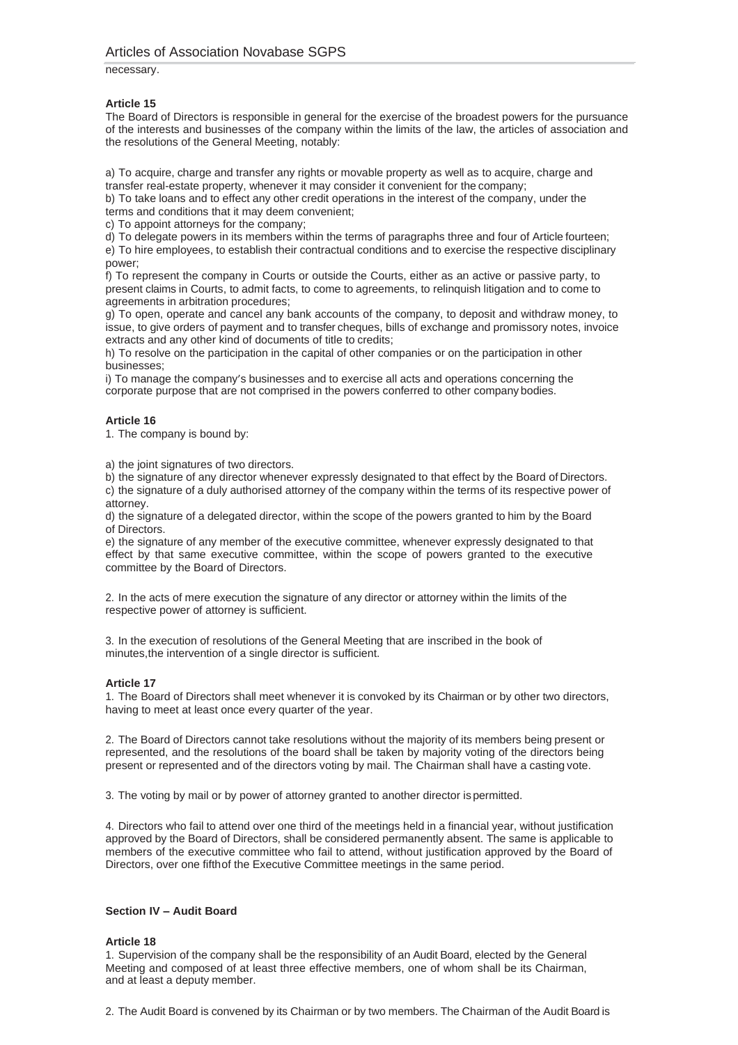necessary.

**Article 15**

The Board of Directors is responsible in general for the exercise of the broadest powers for the pursuance of the interests and businesses of the company within the limits of the law, the articles of association and the resolutions of the General Meeting, notably:

a) To acquire, charge and transfer any rights or movable property as well as to acquire, charge and transfer real-estate property, whenever it may consider it convenient for the company;
b) To take loans and to effect any other credit operations in the interest of the company, under the terms and conditions that it may deem convenient;
c) To appoint attorneys for the company;
d) To delegate powers in its members within the terms of paragraphs three and four of Article fourteen;
e) To hire employees, to establish their contractual conditions and to exercise the respective disciplinary power;
f) To represent the company in Courts or outside the Courts, either as an active or passive party, to present claims in Courts, to admit facts, to come to agreements, to relinquish litigation and to come to agreements in arbitration procedures;
g) To open, operate and cancel any bank accounts of the company, to deposit and withdraw money, to issue, to give orders of payment and to transfer cheques, bills of exchange and promissory notes, invoice extracts and any other kind of documents of title to credits;
h) To resolve on the participation in the capital of other companies or on the participation in other businesses;
i) To manage the company's businesses and to exercise all acts and operations concerning the corporate purpose that are not comprised in the powers conferred to other company bodies.

**Article 16**

1. The company is bound by:

a) the joint signatures of two directors.
b) the signature of any director whenever expressly designated to that effect by the Board of Directors.
c) the signature of a duly authorised attorney of the company within the terms of its respective power of attorney.
d) the signature of a delegated director, within the scope of the powers granted to him by the Board of Directors.
e) the signature of any member of the executive committee, whenever expressly designated to that effect by that same executive committee, within the scope of powers granted to the executive committee by the Board of Directors.

2. In the acts of mere execution the signature of any director or attorney within the limits of the respective power of attorney is sufficient.

3. In the execution of resolutions of the General Meeting that are inscribed in the book of minutes,the intervention of a single director is sufficient.

**Article 17**

1. The Board of Directors shall meet whenever it is convoked by its Chairman or by other two directors, having to meet at least once every quarter of the year.

2. The Board of Directors cannot take resolutions without the majority of its members being present or represented, and the resolutions of the board shall be taken by majority voting of the directors being present or represented and of the directors voting by mail. The Chairman shall have a casting vote.

3. The voting by mail or by power of attorney granted to another director is permitted.

4. Directors who fail to attend over one third of the meetings held in a financial year, without justification approved by the Board of Directors, shall be considered permanently absent. The same is applicable to members of the executive committee who fail to attend, without justification approved by the Board of Directors, over one fifth of the Executive Committee meetings in the same period.

**Section IV – Audit Board**

**Article 18**

1. Supervision of the company shall be the responsibility of an Audit Board, elected by the General Meeting and composed of at least three effective members, one of whom shall be its Chairman, and at least a deputy member.

2. The Audit Board is convened by its Chairman or by two members. The Chairman of the Audit Board is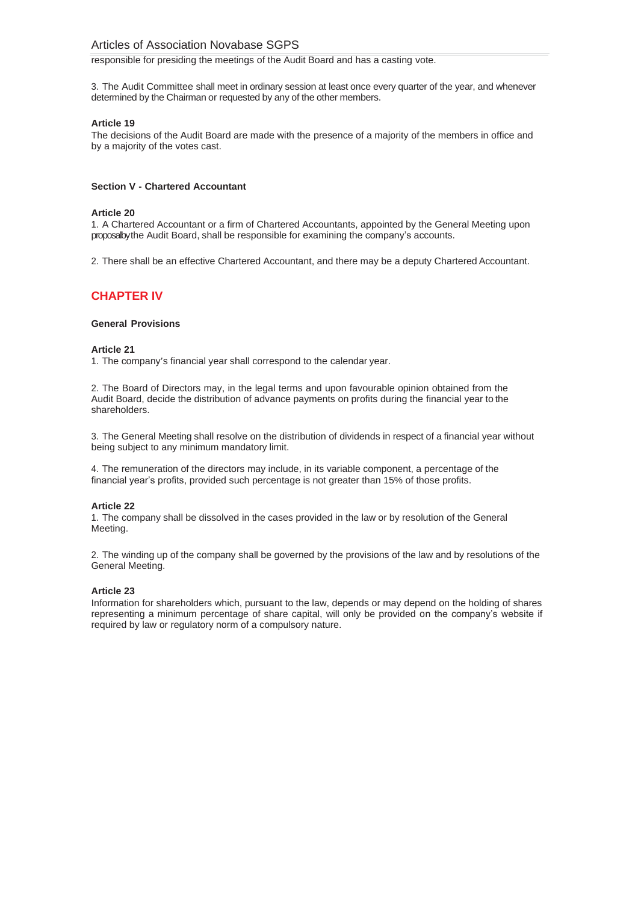responsible for presiding the meetings of the Audit Board and has a casting vote.

3. The Audit Committee shall meet in ordinary session at least once every quarter of the year, and whenever determined by the Chairman or requested by any of the other members.

**Article 19**

The decisions of the Audit Board are made with the presence of a majority of the members in office and by a majority of the votes cast.

**Section V - Chartered Accountant**

**Article 20**

1. A Chartered Accountant or a firm of Chartered Accountants, appointed by the General Meeting upon proposal by the Audit Board, shall be responsible for examining the company's accounts.

2. There shall be an effective Chartered Accountant, and there may be a deputy Chartered Accountant.

## CHAPTER IV

**General Provisions**

**Article 21**

1. The company's financial year shall correspond to the calendar year.

2. The Board of Directors may, in the legal terms and upon favourable opinion obtained from the Audit Board, decide the distribution of advance payments on profits during the financial year to the shareholders.

3. The General Meeting shall resolve on the distribution of dividends in respect of a financial year without being subject to any minimum mandatory limit.

4. The remuneration of the directors may include, in its variable component, a percentage of the financial year's profits, provided such percentage is not greater than 15% of those profits.

**Article 22**

1. The company shall be dissolved in the cases provided in the law or by resolution of the General Meeting.

2. The winding up of the company shall be governed by the provisions of the law and by resolutions of the General Meeting.

**Article 23**

Information for shareholders which, pursuant to the law, depends or may depend on the holding of shares representing a minimum percentage of share capital, will only be provided on the company's website if required by law or regulatory norm of a compulsory nature.